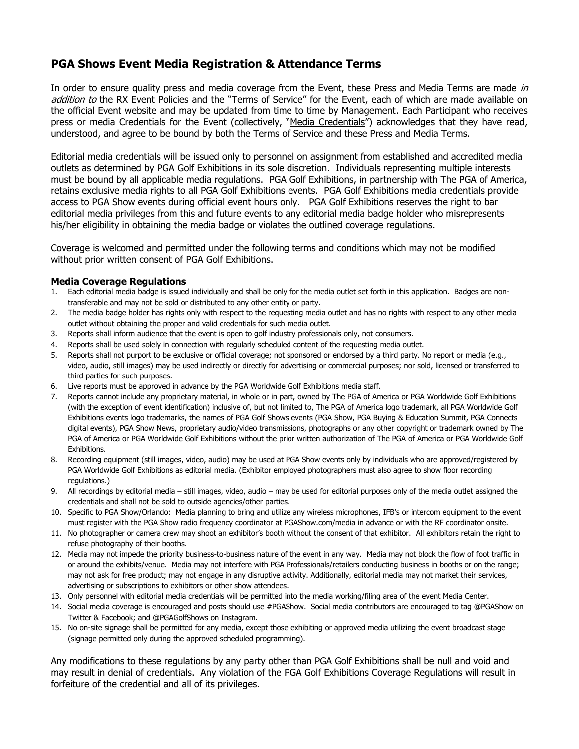## PGA Shows Event Media Registration & Attendance Terms

In order to ensure quality press and media coverage from the Event, these Press and Media Terms are made *in addition to* the RX Event Policies and the "Terms of Service" for the Event, each of which are made available on the official Event website and may be updated from time to time by Management. Each Participant who receives press or media Credentials for the Event (collectively, "Media Credentials") acknowledges that they have read, understood, and agree to be bound by both the Terms of Service and these Press and Media Terms.

Editorial media credentials will be issued only to personnel on assignment from established and accredited media outlets as determined by PGA Golf Exhibitions in its sole discretion. Individuals representing multiple interests must be bound by all applicable media regulations. PGA Golf Exhibitions, in partnership with The PGA of America, retains exclusive media rights to all PGA Golf Exhibitions events. PGA Golf Exhibitions media credentials provide access to PGA Show events during official event hours only. PGA Golf Exhibitions reserves the right to bar editorial media privileges from this and future events to any editorial media badge holder who misrepresents his/her eligibility in obtaining the media badge or violates the outlined coverage regulations.

Coverage is welcomed and permitted under the following terms and conditions which may not be modified without prior written consent of PGA Golf Exhibitions.

### Media Coverage Regulations

1. Each editorial media badge is issued individually and shall be only for the media outlet set forth in this application. Badges are non-transferable and may not be sold or distributed to any other entity or party.
2. The media badge holder has rights only with respect to the requesting media outlet and has no rights with respect to any other media outlet without obtaining the proper and valid credentials for such media outlet.
3. Reports shall inform audience that the event is open to golf industry professionals only, not consumers.
4. Reports shall be used solely in connection with regularly scheduled content of the requesting media outlet.
5. Reports shall not purport to be exclusive or official coverage; not sponsored or endorsed by a third party. No report or media (e.g., video, audio, still images) may be used indirectly or directly for advertising or commercial purposes; nor sold, licensed or transferred to third parties for such purposes.
6. Live reports must be approved in advance by the PGA Worldwide Golf Exhibitions media staff.
7. Reports cannot include any proprietary material, in whole or in part, owned by The PGA of America or PGA Worldwide Golf Exhibitions (with the exception of event identification) inclusive of, but not limited to, The PGA of America logo trademark, all PGA Worldwide Golf Exhibitions events logo trademarks, the names of PGA Golf Shows events (PGA Show, PGA Buying & Education Summit, PGA Connects digital events), PGA Show News, proprietary audio/video transmissions, photographs or any other copyright or trademark owned by The PGA of America or PGA Worldwide Golf Exhibitions without the prior written authorization of The PGA of America or PGA Worldwide Golf Exhibitions.
8. Recording equipment (still images, video, audio) may be used at PGA Show events only by individuals who are approved/registered by PGA Worldwide Golf Exhibitions as editorial media. (Exhibitor employed photographers must also agree to show floor recording regulations.)
9. All recordings by editorial media – still images, video, audio – may be used for editorial purposes only of the media outlet assigned the credentials and shall not be sold to outside agencies/other parties.
10. Specific to PGA Show/Orlando: Media planning to bring and utilize any wireless microphones, IFB's or intercom equipment to the event must register with the PGA Show radio frequency coordinator at PGAShow.com/media in advance or with the RF coordinator onsite.
11. No photographer or camera crew may shoot an exhibitor's booth without the consent of that exhibitor. All exhibitors retain the right to refuse photography of their booths.
12. Media may not impede the priority business-to-business nature of the event in any way. Media may not block the flow of foot traffic in or around the exhibits/venue. Media may not interfere with PGA Professionals/retailers conducting business in booths or on the range; may not ask for free product; may not engage in any disruptive activity. Additionally, editorial media may not market their services, advertising or subscriptions to exhibitors or other show attendees.
13. Only personnel with editorial media credentials will be permitted into the media working/filing area of the event Media Center.
14. Social media coverage is encouraged and posts should use #PGAShow. Social media contributors are encouraged to tag @PGAShow on Twitter & Facebook; and @PGAGolfShows on Instagram.
15. No on-site signage shall be permitted for any media, except those exhibiting or approved media utilizing the event broadcast stage (signage permitted only during the approved scheduled programming).

Any modifications to these regulations by any party other than PGA Golf Exhibitions shall be null and void and may result in denial of credentials. Any violation of the PGA Golf Exhibitions Coverage Regulations will result in forfeiture of the credential and all of its privileges.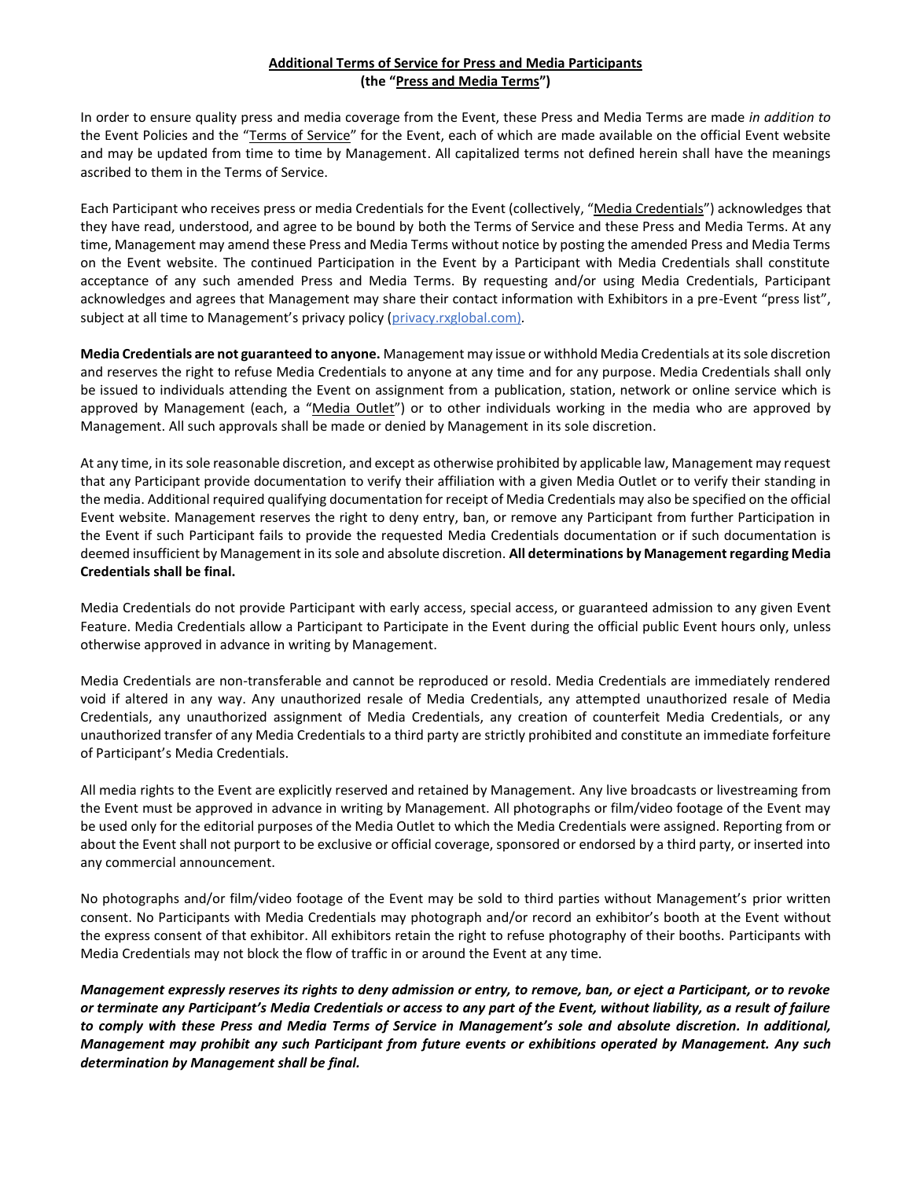**<u>Additional Terms of Service for Press and Media Participants</u>**
**(the "<u>Press and Media Terms</u>")**

In order to ensure quality press and media coverage from the Event, these Press and Media Terms are made *in addition to* the Event Policies and the "<u>Terms of Service</u>" for the Event, each of which are made available on the official Event website and may be updated from time to time by Management. All capitalized terms not defined herein shall have the meanings ascribed to them in the Terms of Service.

Each Participant who receives press or media Credentials for the Event (collectively, "<u>Media Credentials</u>") acknowledges that they have read, understood, and agree to be bound by both the Terms of Service and these Press and Media Terms. At any time, Management may amend these Press and Media Terms without notice by posting the amended Press and Media Terms on the Event website. The continued Participation in the Event by a Participant with Media Credentials shall constitute acceptance of any such amended Press and Media Terms. By requesting and/or using Media Credentials, Participant acknowledges and agrees that Management may share their contact information with Exhibitors in a pre-Event "press list", subject at all time to Management's privacy policy (privacy.rxglobal.com).

**Media Credentials are not guaranteed to anyone.** Management may issue or withhold Media Credentials at its sole discretion and reserves the right to refuse Media Credentials to anyone at any time and for any purpose. Media Credentials shall only be issued to individuals attending the Event on assignment from a publication, station, network or online service which is approved by Management (each, a "<u>Media Outlet</u>") or to other individuals working in the media who are approved by Management. All such approvals shall be made or denied by Management in its sole discretion.

At any time, in its sole reasonable discretion, and except as otherwise prohibited by applicable law, Management may request that any Participant provide documentation to verify their affiliation with a given Media Outlet or to verify their standing in the media. Additional required qualifying documentation for receipt of Media Credentials may also be specified on the official Event website. Management reserves the right to deny entry, ban, or remove any Participant from further Participation in the Event if such Participant fails to provide the requested Media Credentials documentation or if such documentation is deemed insufficient by Management in its sole and absolute discretion. **All determinations by Management regarding Media Credentials shall be final.**

Media Credentials do not provide Participant with early access, special access, or guaranteed admission to any given Event Feature. Media Credentials allow a Participant to Participate in the Event during the official public Event hours only, unless otherwise approved in advance in writing by Management.

Media Credentials are non-transferable and cannot be reproduced or resold. Media Credentials are immediately rendered void if altered in any way. Any unauthorized resale of Media Credentials, any attempted unauthorized resale of Media Credentials, any unauthorized assignment of Media Credentials, any creation of counterfeit Media Credentials, or any unauthorized transfer of any Media Credentials to a third party are strictly prohibited and constitute an immediate forfeiture of Participant's Media Credentials.

All media rights to the Event are explicitly reserved and retained by Management. Any live broadcasts or livestreaming from the Event must be approved in advance in writing by Management. All photographs or film/video footage of the Event may be used only for the editorial purposes of the Media Outlet to which the Media Credentials were assigned. Reporting from or about the Event shall not purport to be exclusive or official coverage, sponsored or endorsed by a third party, or inserted into any commercial announcement.

No photographs and/or film/video footage of the Event may be sold to third parties without Management's prior written consent. No Participants with Media Credentials may photograph and/or record an exhibitor's booth at the Event without the express consent of that exhibitor. All exhibitors retain the right to refuse photography of their booths. Participants with Media Credentials may not block the flow of traffic in or around the Event at any time.

***Management expressly reserves its rights to deny admission or entry, to remove, ban, or eject a Participant, or to revoke or terminate any Participant's Media Credentials or access to any part of the Event, without liability, as a result of failure to comply with these Press and Media Terms of Service in Management's sole and absolute discretion. In additional, Management may prohibit any such Participant from future events or exhibitions operated by Management. Any such determination by Management shall be final.***